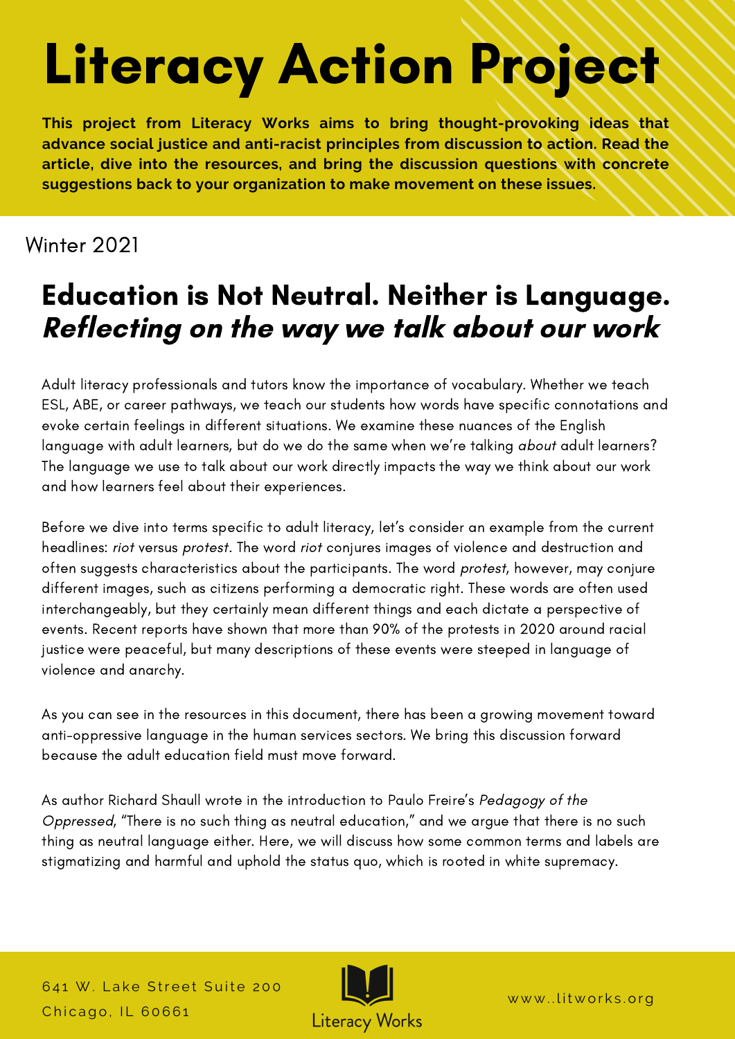# Literacy Action Project

**This project from Literacy Works aims to bring thought-provoking ideas that advance social justice and anti-racist principles from discussion to action. Read the article, dive into the resources, and bring the discussion questions with concrete suggestions back to your organization to make movement on these issues.**

Winter 2021

## Education is Not Neutral. Neither is Language.
## *Reflecting on the way we talk about our work*

Adult literacy professionals and tutors know the importance of vocabulary. Whether we teach ESL, ABE, or career pathways, we teach our students how words have specific connotations and evoke certain feelings in different situations. We examine these nuances of the English language with adult learners, but do we do the same when we're talking *about* adult learners? The language we use to talk about our work directly impacts the way we think about our work and how learners feel about their experiences.

Before we dive into terms specific to adult literacy, let's consider an example from the current headlines: *riot* versus *protest*. The word *riot* conjures images of violence and destruction and often suggests characteristics about the participants. The word *protest*, however, may conjure different images, such as citizens performing a democratic right. These words are often used interchangeably, but they certainly mean different things and each dictate a perspective of events. Recent reports have shown that more than 90% of the protests in 2020 around racial justice were peaceful, but many descriptions of these events were steeped in language of violence and anarchy.

As you can see in the resources in this document, there has been a growing movement toward anti-oppressive language in the human services sectors. We bring this discussion forward because the adult education field must move forward.

As author Richard Shaull wrote in the introduction to Paulo Freire's *Pedagogy of the Oppressed*, "There is no such thing as neutral education," and we argue that there is no such thing as neutral language either. Here, we will discuss how some common terms and labels are stigmatizing and harmful and uphold the status quo, which is rooted in white supremacy.

641 W. Lake Street Suite 200
Chicago, IL 60661

Literacy Works

www..litworks.org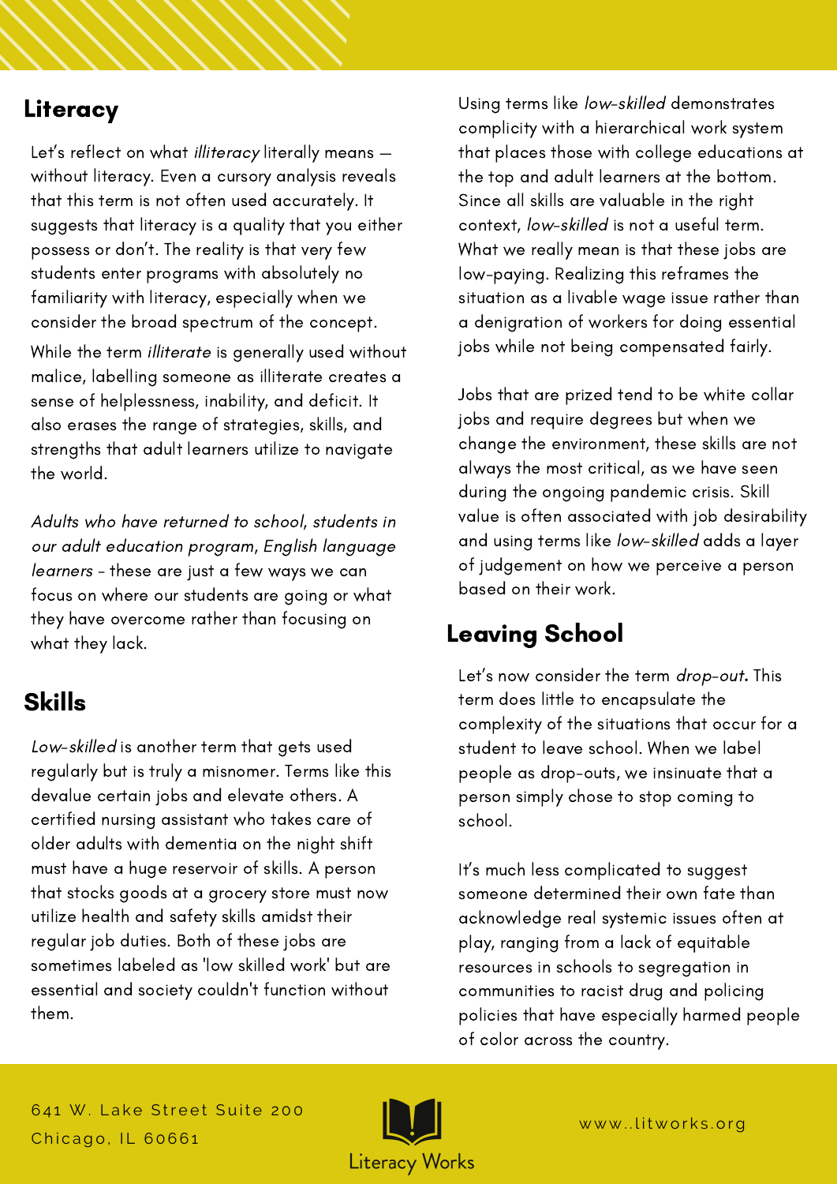## Literacy

Let's reflect on what *illiteracy* literally means — without literacy. Even a cursory analysis reveals that this term is not often used accurately. It suggests that literacy is a quality that you either possess or don't. The reality is that very few students enter programs with absolutely no familiarity with literacy, especially when we consider the broad spectrum of the concept.

While the term *illiterate* is generally used without malice, labelling someone as illiterate creates a sense of helplessness, inability, and deficit. It also erases the range of strategies, skills, and strengths that adult learners utilize to navigate the world.

*Adults who have returned to school*, *students in our adult education program*, *English language learners* - these are just a few ways we can focus on where our students are going or what they have overcome rather than focusing on what they lack.

## Skills

*Low-skilled* is another term that gets used regularly but is truly a misnomer. Terms like this devalue certain jobs and elevate others. A certified nursing assistant who takes care of older adults with dementia on the night shift must have a huge reservoir of skills. A person that stocks goods at a grocery store must now utilize health and safety skills amidst their regular job duties. Both of these jobs are sometimes labeled as 'low skilled work' but are essential and society couldn't function without them.

Using terms like *low-skilled* demonstrates complicity with a hierarchical work system that places those with college educations at the top and adult learners at the bottom. Since all skills are valuable in the right context, *low-skilled* is not a useful term. What we really mean is that these jobs are low-paying. Realizing this reframes the situation as a livable wage issue rather than a denigration of workers for doing essential jobs while not being compensated fairly.

Jobs that are prized tend to be white collar jobs and require degrees but when we change the environment, these skills are not always the most critical, as we have seen during the ongoing pandemic crisis. Skill value is often associated with job desirability and using terms like *low-skilled* adds a layer of judgement on how we perceive a person based on their work.

## Leaving School

Let's now consider the term *drop-out*. This term does little to encapsulate the complexity of the situations that occur for a student to leave school. When we label people as drop-outs, we insinuate that a person simply chose to stop coming to school.

It's much less complicated to suggest someone determined their own fate than acknowledge real systemic issues often at play, ranging from a lack of equitable resources in schools to segregation in communities to racist drug and policing policies that have especially harmed people of color across the country.

641 W. Lake Street Suite 200
Chicago, IL 60661

Literacy Works

www..litworks.org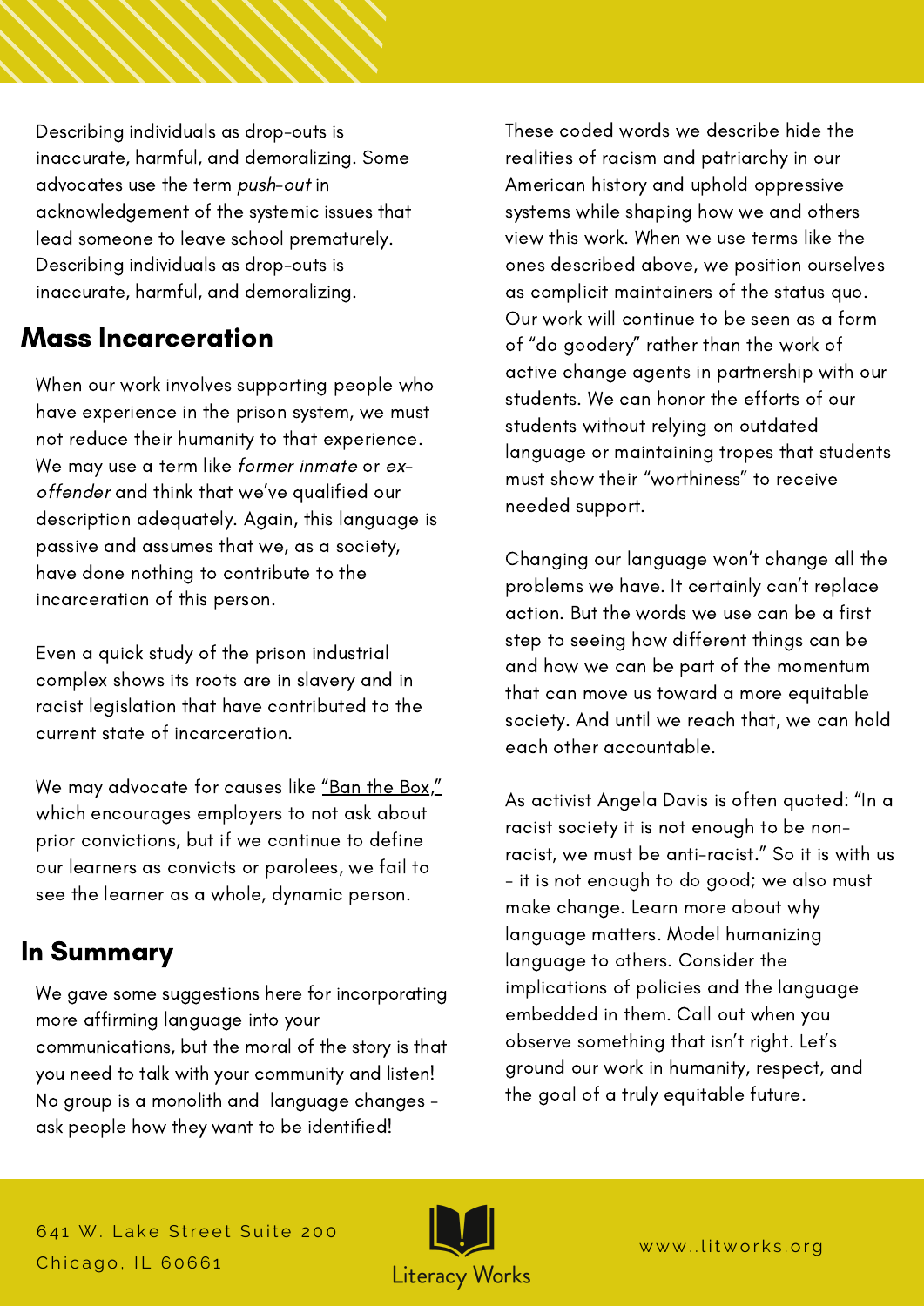Describing individuals as drop-outs is inaccurate, harmful, and demoralizing. Some advocates use the term *push-out* in acknowledgement of the systemic issues that lead someone to leave school prematurely. Describing individuals as drop-outs is inaccurate, harmful, and demoralizing.

## Mass Incarceration

When our work involves supporting people who have experience in the prison system, we must not reduce their humanity to that experience. We may use a term like *former inmate* or *ex-offender* and think that we've qualified our description adequately. Again, this language is passive and assumes that we, as a society, have done nothing to contribute to the incarceration of this person.

Even a quick study of the prison industrial complex shows its roots are in slavery and in racist legislation that have contributed to the current state of incarceration.

We may advocate for causes like "Ban the Box," which encourages employers to not ask about prior convictions, but if we continue to define our learners as convicts or parolees, we fail to see the learner as a whole, dynamic person.

## In Summary

We gave some suggestions here for incorporating more affirming language into your communications, but the moral of the story is that you need to talk with your community and listen! No group is a monolith and language changes - ask people how they want to be identified!

These coded words we describe hide the realities of racism and patriarchy in our American history and uphold oppressive systems while shaping how we and others view this work. When we use terms like the ones described above, we position ourselves as complicit maintainers of the status quo. Our work will continue to be seen as a form of "do goodery" rather than the work of active change agents in partnership with our students. We can honor the efforts of our students without relying on outdated language or maintaining tropes that students must show their "worthiness" to receive needed support.

Changing our language won't change all the problems we have. It certainly can't replace action. But the words we use can be a first step to seeing how different things can be and how we can be part of the momentum that can move us toward a more equitable society. And until we reach that, we can hold each other accountable.

As activist Angela Davis is often quoted: "In a racist society it is not enough to be non-racist, we must be anti-racist." So it is with us - it is not enough to do good; we also must make change. Learn more about why language matters. Model humanizing language to others. Consider the implications of policies and the language embedded in them. Call out when you observe something that isn't right. Let's ground our work in humanity, respect, and the goal of a truly equitable future.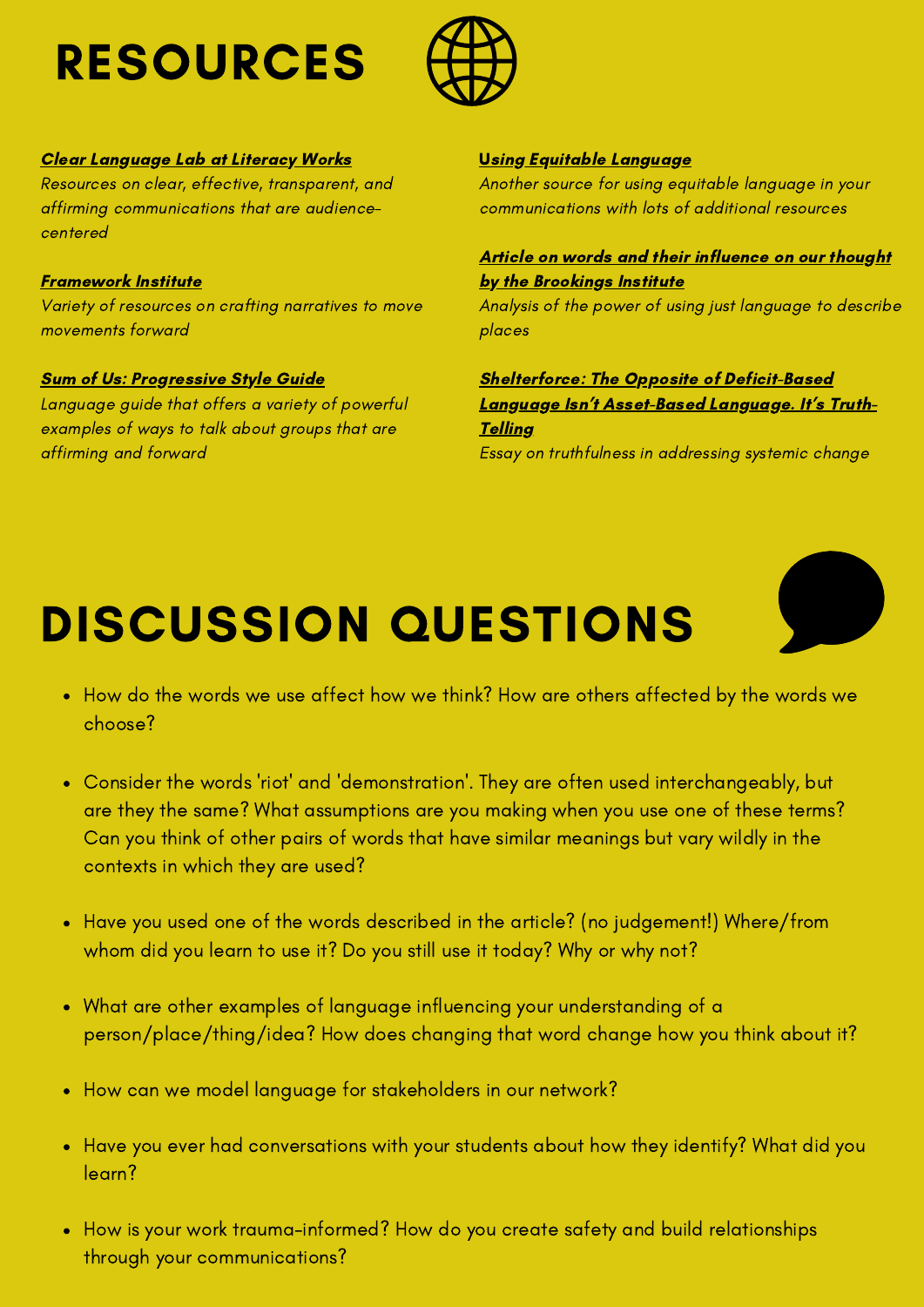# RESOURCES

***Clear Language Lab at Literacy Works***
*Resources on clear, effective, transparent, and affirming communications that are audience-centered*

***Framework Institute***
*Variety of resources on crafting narratives to move movements forward*

***Sum of Us: Progressive Style Guide***
*Language guide that offers a variety of powerful examples of ways to talk about groups that are affirming and forward*

***Using Equitable Language***
*Another source for using equitable language in your communications with lots of additional resources*

***Article on words and their influence on our thought by the Brookings Institute***
*Analysis of the power of using just language to describe places*

***Shelterforce: The Opposite of Deficit-Based Language Isn't Asset-Based Language. It's Truth-Telling***
*Essay on truthfulness in addressing systemic change*

# DISCUSSION QUESTIONS

- How do the words we use affect how we think? How are others affected by the words we choose?
- Consider the words 'riot' and 'demonstration'. They are often used interchangeably, but are they the same? What assumptions are you making when you use one of these terms? Can you think of other pairs of words that have similar meanings but vary wildly in the contexts in which they are used?
- Have you used one of the words described in the article? (no judgement!) Where/from whom did you learn to use it? Do you still use it today? Why or why not?
- What are other examples of language influencing your understanding of a person/place/thing/idea? How does changing that word change how you think about it?
- How can we model language for stakeholders in our network?
- Have you ever had conversations with your students about how they identify? What did you learn?
- How is your work trauma-informed? How do you create safety and build relationships through your communications?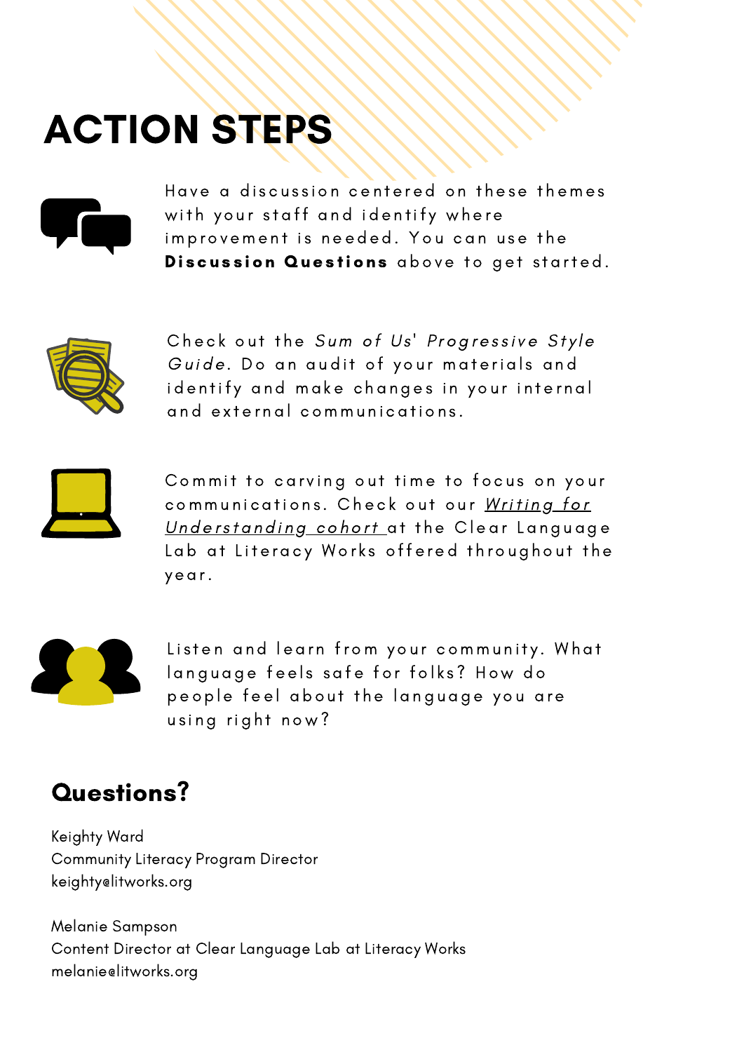# ACTION STEPS

Have a discussion centered on these themes with your staff and identify where improvement is needed. You can use the **Discussion Questions** above to get started.

Check out the *Sum of Us' Progressive Style Guide*. Do an audit of your materials and identify and make changes in your internal and external communications.

Commit to carving out time to focus on your communications. Check out our *Writing for Understanding cohort* at the Clear Language Lab at Literacy Works offered throughout the year.

Listen and learn from your community. What language feels safe for folks? How do people feel about the language you are using right now?

## Questions?

Keighty Ward
Community Literacy Program Director
keighty@litworks.org

Melanie Sampson
Content Director at Clear Language Lab at Literacy Works
melanie@litworks.org